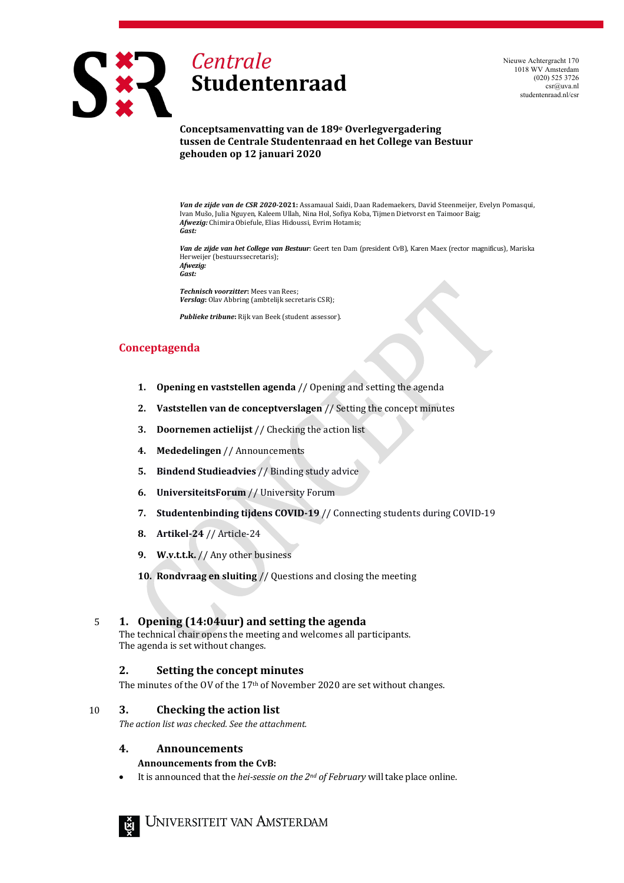# Centrale Studentenraad

Nieuwe Achtergracht 170
1018 WV Amsterdam
(020) 525 3726
csr@uva.nl
studentenraad.nl/csr

**Conceptsamenvatting van de 189e Overlegvergadering tussen de Centrale Studentenraad en het College van Bestuur gehouden op 12 januari 2020**

***Van de zijde van de CSR 2020*-2021:** Assamaual Saidi, Daan Rademaekers, David Steenmeijer, Evelyn Pomasqui, Ivan Mušo, Julia Nguyen, Kaleem Ullah, Nina Hol, Sofiya Koba, Tijmen Dietvorst en Taimoor Baig;
***Afwezig:*** Chimira Obiefule, Elias Hidoussi, Evrim Hotamis;
***Gast:***

***Van de zijde van het College van Bestuur***: Geert ten Dam (president CvB), Karen Maex (rector magnificus), Mariska Herweijer (bestuurssecretaris);
***Afwezig:***
***Gast:***

***Technisch voorzitter*:** Mees van Rees;
***Verslag*:** Olav Abbring (ambtelijk secretaris CSR);

***Publieke tribune*:** Rijk van Beek (student assessor).

## Conceptagenda

1. **Opening en vaststellen agenda** // Opening and setting the agenda
2. **Vaststellen van de conceptverslagen** // Setting the concept minutes
3. **Doornemen actielijst** // Checking the action list
4. **Mededelingen** // Announcements
5. **Bindend Studieadvies** // Binding study advice
6. **UniversiteitsForum** // University Forum
7. **Studentenbinding tijdens COVID-19** // Connecting students during COVID-19
8. **Artikel-24** // Article-24
9. **W.v.t.t.k.** // Any other business
10. **Rondvraag en sluiting** // Questions and closing the meeting

## 1. Opening (14:04uur) and setting the agenda

The technical chair opens the meeting and welcomes all participants.
The agenda is set without changes.

## 2. Setting the concept minutes

The minutes of the OV of the 17th of November 2020 are set without changes.

## 3. Checking the action list

*The action list was checked. See the attachment.*

## 4. Announcements

**Announcements from the CvB:**

- It is announced that the *hei-sessie on the 2nd of February* will take place online.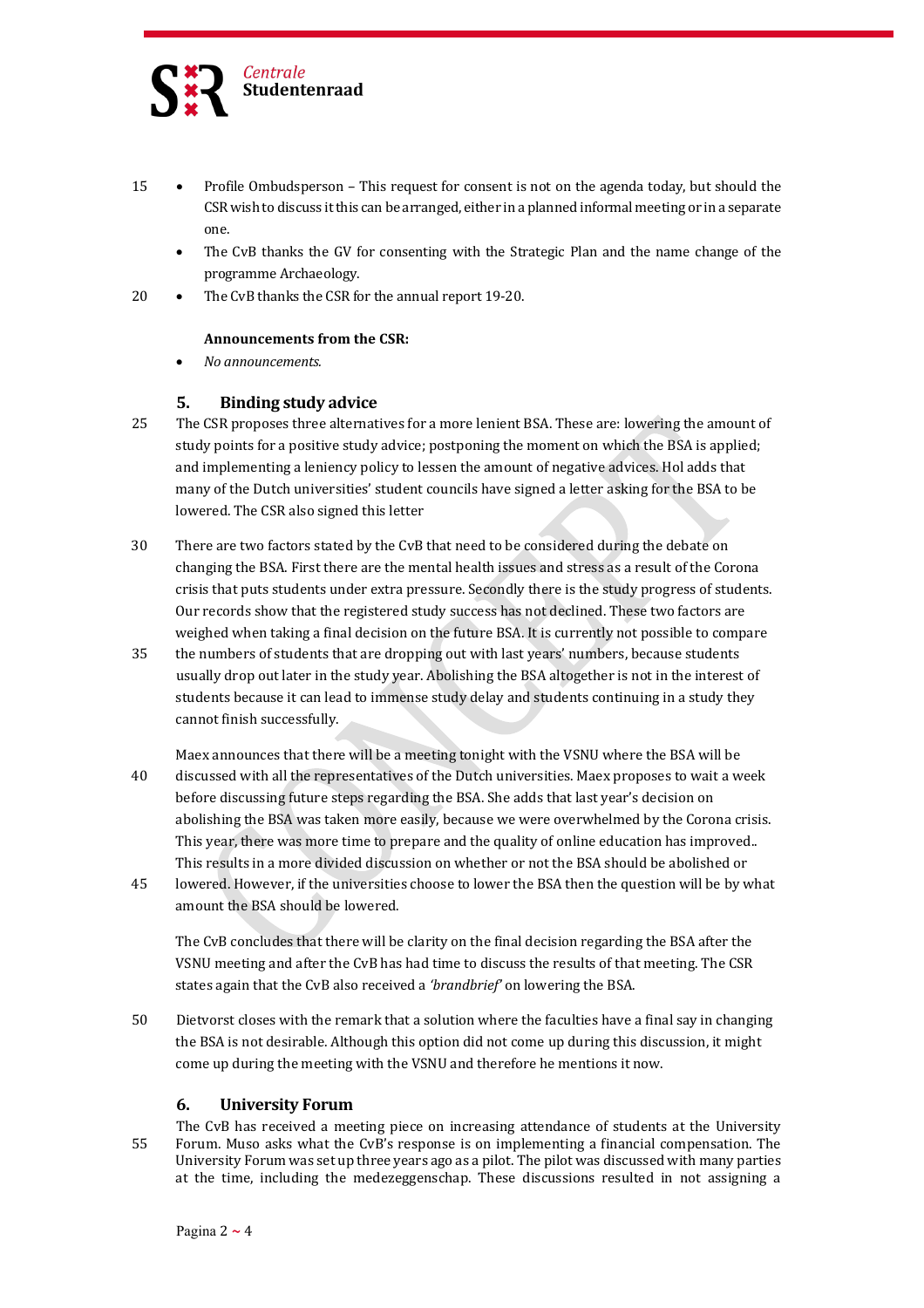- Profile Ombudsperson – This request for consent is not on the agenda today, but should the CSR wish to discuss it this can be arranged, either in a planned informal meeting or in a separate one.
- The CvB thanks the GV for consenting with the Strategic Plan and the name change of the programme Archaeology.
- The CvB thanks the CSR for the annual report 19-20.

**Announcements from the CSR:**

- *No announcements.*

## 5. Binding study advice

The CSR proposes three alternatives for a more lenient BSA. These are: lowering the amount of study points for a positive study advice; postponing the moment on which the BSA is applied; and implementing a leniency policy to lessen the amount of negative advices. Hol adds that many of the Dutch universities' student councils have signed a letter asking for the BSA to be lowered. The CSR also signed this letter

There are two factors stated by the CvB that need to be considered during the debate on changing the BSA. First there are the mental health issues and stress as a result of the Corona crisis that puts students under extra pressure. Secondly there is the study progress of students. Our records show that the registered study success has not declined. These two factors are weighed when taking a final decision on the future BSA. It is currently not possible to compare the numbers of students that are dropping out with last years' numbers, because students usually drop out later in the study year. Abolishing the BSA altogether is not in the interest of students because it can lead to immense study delay and students continuing in a study they cannot finish successfully.

Maex announces that there will be a meeting tonight with the VSNU where the BSA will be discussed with all the representatives of the Dutch universities. Maex proposes to wait a week before discussing future steps regarding the BSA. She adds that last year's decision on abolishing the BSA was taken more easily, because we were overwhelmed by the Corona crisis. This year, there was more time to prepare and the quality of online education has improved.. This results in a more divided discussion on whether or not the BSA should be abolished or lowered. However, if the universities choose to lower the BSA then the question will be by what amount the BSA should be lowered.

The CvB concludes that there will be clarity on the final decision regarding the BSA after the VSNU meeting and after the CvB has had time to discuss the results of that meeting. The CSR states again that the CvB also received a *'brandbrief'* on lowering the BSA.

Dietvorst closes with the remark that a solution where the faculties have a final say in changing the BSA is not desirable. Although this option did not come up during this discussion, it might come up during the meeting with the VSNU and therefore he mentions it now.

## 6. University Forum

The CvB has received a meeting piece on increasing attendance of students at the University Forum. Muso asks what the CvB's response is on implementing a financial compensation. The University Forum was set up three years ago as a pilot. The pilot was discussed with many parties at the time, including the medezeggenschap. These discussions resulted in not assigning a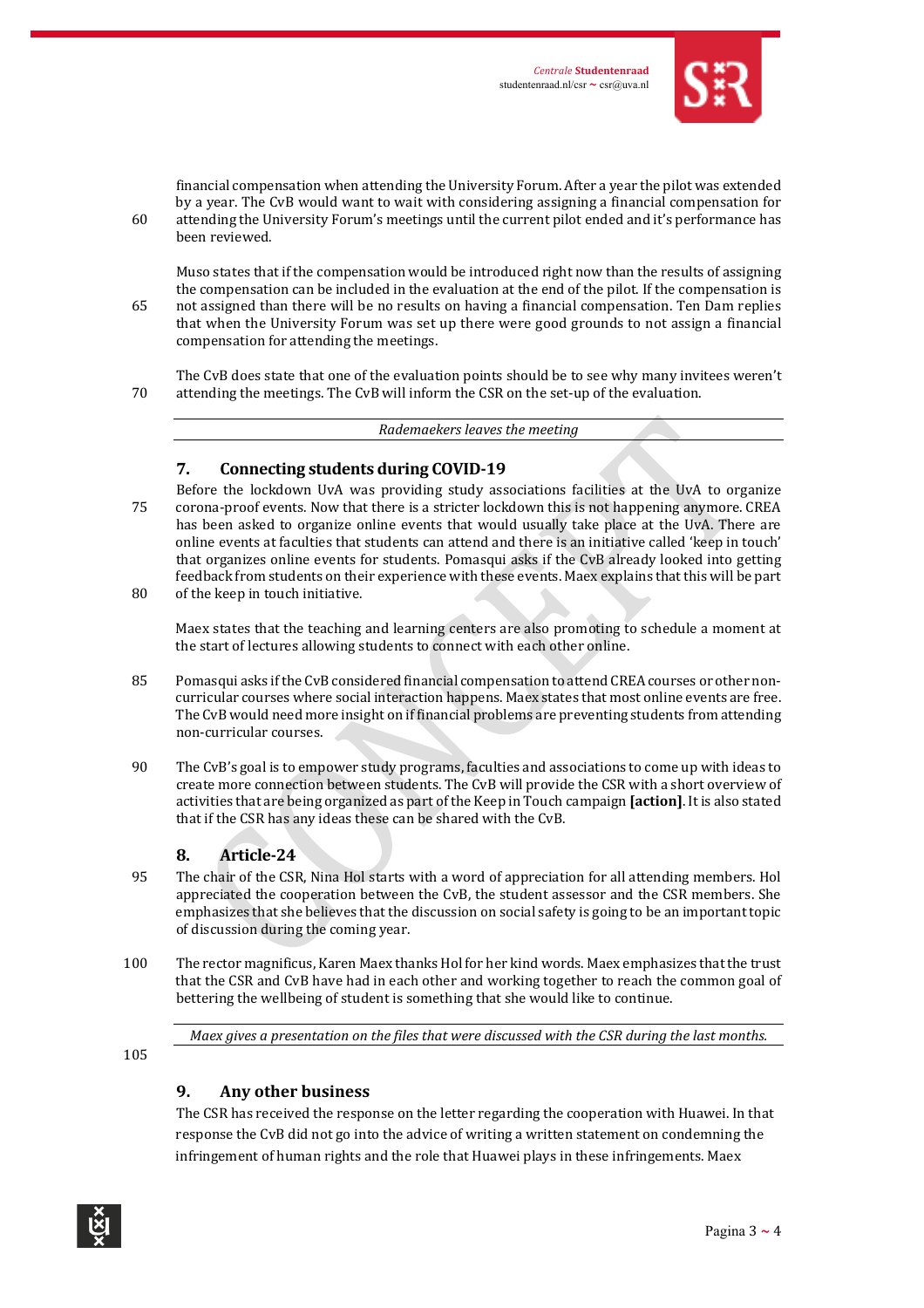financial compensation when attending the University Forum. After a year the pilot was extended by a year. The CvB would want to wait with considering assigning a financial compensation for attending the University Forum's meetings until the current pilot ended and it's performance has been reviewed.

Muso states that if the compensation would be introduced right now than the results of assigning the compensation can be included in the evaluation at the end of the pilot. If the compensation is not assigned than there will be no results on having a financial compensation. Ten Dam replies that when the University Forum was set up there were good grounds to not assign a financial compensation for attending the meetings.

The CvB does state that one of the evaluation points should be to see why many invitees weren't attending the meetings. The CvB will inform the CSR on the set-up of the evaluation.

---

*Rademaekers leaves the meeting*

---

## 7. Connecting students during COVID-19

Before the lockdown UvA was providing study associations facilities at the UvA to organize corona-proof events. Now that there is a stricter lockdown this is not happening anymore. CREA has been asked to organize online events that would usually take place at the UvA. There are online events at faculties that students can attend and there is an initiative called 'keep in touch' that organizes online events for students. Pomasqui asks if the CvB already looked into getting feedback from students on their experience with these events. Maex explains that this will be part of the keep in touch initiative.

Maex states that the teaching and learning centers are also promoting to schedule a moment at the start of lectures allowing students to connect with each other online.

Pomasqui asks if the CvB considered financial compensation to attend CREA courses or other non-curricular courses where social interaction happens. Maex states that most online events are free. The CvB would need more insight on if financial problems are preventing students from attending non-curricular courses.

The CvB's goal is to empower study programs, faculties and associations to come up with ideas to create more connection between students. The CvB will provide the CSR with a short overview of activities that are being organized as part of the Keep in Touch campaign **[action]**. It is also stated that if the CSR has any ideas these can be shared with the CvB.

## 8. Article-24

The chair of the CSR, Nina Hol starts with a word of appreciation for all attending members. Hol appreciated the cooperation between the CvB, the student assessor and the CSR members. She emphasizes that she believes that the discussion on social safety is going to be an important topic of discussion during the coming year.

The rector magnificus, Karen Maex thanks Hol for her kind words. Maex emphasizes that the trust that the CSR and CvB have had in each other and working together to reach the common goal of bettering the wellbeing of student is something that she would like to continue.

---

*Maex gives a presentation on the files that were discussed with the CSR during the last months.*

---

## 9. Any other business

The CSR has received the response on the letter regarding the cooperation with Huawei. In that response the CvB did not go into the advice of writing a written statement on condemning the infringement of human rights and the role that Huawei plays in these infringements. Maex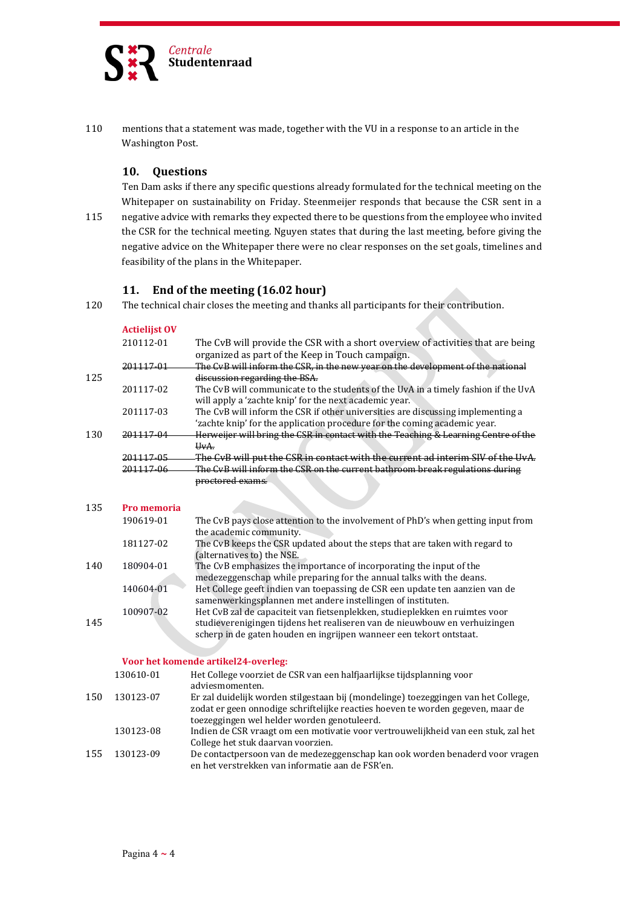mentions that a statement was made, together with the VU in a response to an article in the Washington Post.

## 10. Questions

Ten Dam asks if there any specific questions already formulated for the technical meeting on the Whitepaper on sustainability on Friday. Steenmeijer responds that because the CSR sent in a negative advice with remarks they expected there to be questions from the employee who invited the CSR for the technical meeting. Nguyen states that during the last meeting, before giving the negative advice on the Whitepaper there were no clear responses on the set goals, timelines and feasibility of the plans in the Whitepaper.

## 11. End of the meeting (16.02 hour)

The technical chair closes the meeting and thanks all participants for their contribution.

### Actielijst OV

| | |
|---|---|
| 210112-01 | The CvB will provide the CSR with a short overview of activities that are being organized as part of the Keep in Touch campaign. |
| ~~201117-01~~ | ~~The CvB will inform the CSR, in the new year on the development of the national discussion regarding the BSA.~~ |
| 201117-02 | The CvB will communicate to the students of the UvA in a timely fashion if the UvA will apply a 'zachte knip' for the next academic year. |
| 201117-03 | The CvB will inform the CSR if other universities are discussing implementing a 'zachte knip' for the application procedure for the coming academic year. |
| ~~201117-04~~ | ~~Herweijer will bring the CSR in contact with the Teaching & Learning Centre of the UvA.~~ |
| ~~201117-05~~ | ~~The CvB will put the CSR in contact with the current ad interim SIV of the UvA.~~ |
| ~~201117-06~~ | ~~The CvB will inform the CSR on the current bathroom break regulations during proctored exams.~~ |

### Pro memoria

| | |
|---|---|
| 190619-01 | The CvB pays close attention to the involvement of PhD's when getting input from the academic community. |
| 181127-02 | The CvB keeps the CSR updated about the steps that are taken with regard to (alternatives to) the NSE. |
| 180904-01 | The CvB emphasizes the importance of incorporating the input of the medezeggenschap while preparing for the annual talks with the deans. |
| 140604-01 | Het College geeft indien van toepassing de CSR een update ten aanzien van de samenwerkingsplannen met andere instellingen of instituten. |
| 100907-02 | Het CvB zal de capaciteit van fietsenplekken, studieplekken en ruimtes voor studieverenigingen tijdens het realiseren van de nieuwbouw en verhuizingen scherp in de gaten houden en ingrijpen wanneer een tekort ontstaat. |

### Voor het komende artikel24-overleg:

| | |
|---|---|
| 130610-01 | Het College voorziet de CSR van een halfjaarlijkse tijdsplanning voor adviesmomenten. |
| 130123-07 | Er zal duidelijk worden stilgestaan bij (mondelinge) toezeggingen van het College, zodat er geen onnodige schriftelijke reacties hoeven te worden gegeven, maar de toezeggingen wel helder worden genotuleerd. |
| 130123-08 | Indien de CSR vraagt om een motivatie voor vertrouwelijkheid van een stuk, zal het College het stuk daarvan voorzien. |
| 130123-09 | De contactpersoon van de medezeggenschap kan ook worden benaderd voor vragen en het verstrekken van informatie aan de FSR'en. |